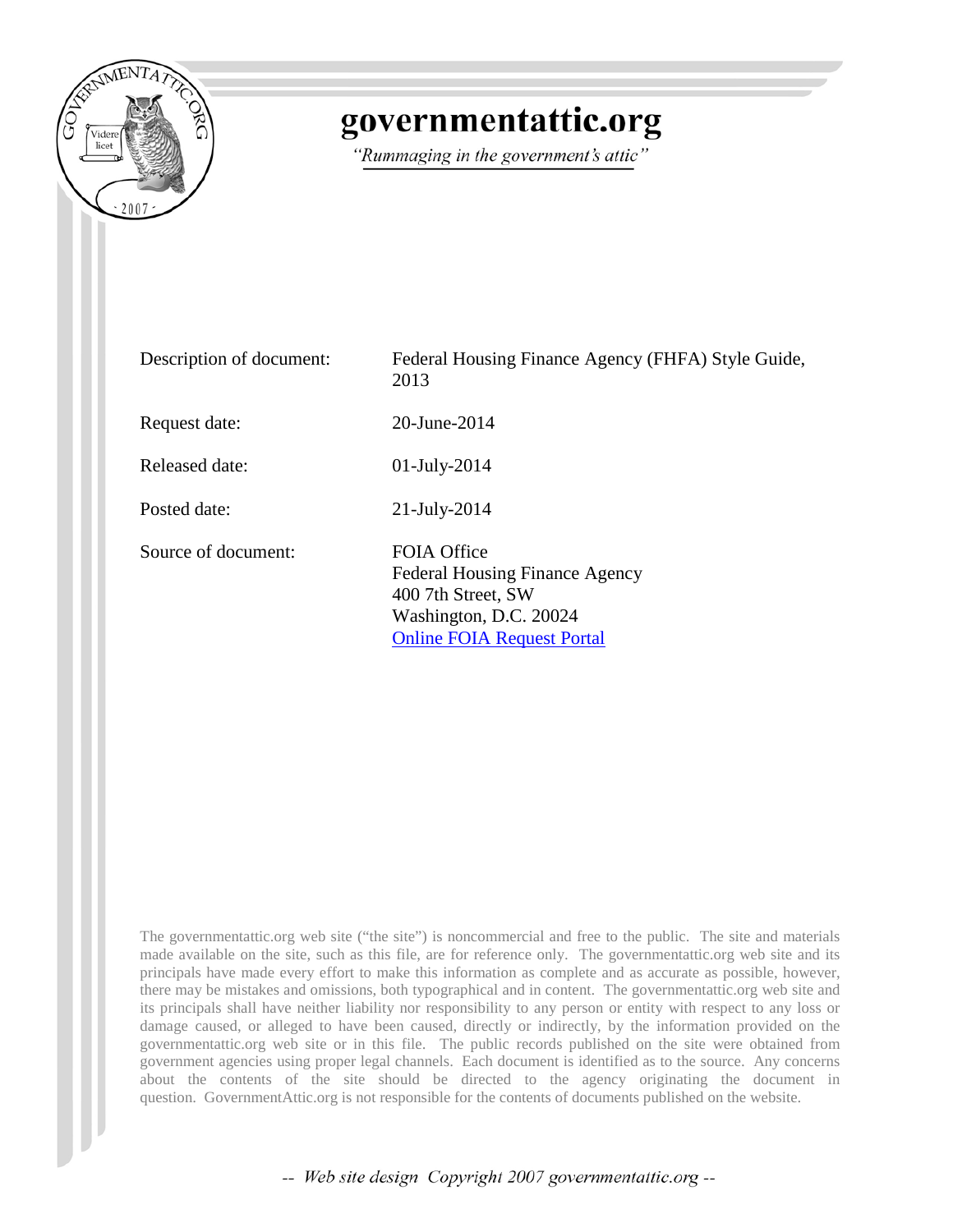# governmentattic.org

*"Rummaging in the government's attic"*

| | |
|---|---|
| Description of document: | Federal Housing Finance Agency (FHFA) Style Guide, 2013 |
| Request date: | 20-June-2014 |
| Released date: | 01-July-2014 |
| Posted date: | 21-July-2014 |
| Source of document: | FOIA Office<br>Federal Housing Finance Agency<br>400 7th Street, SW<br>Washington, D.C. 20024<br>[Online FOIA Request Portal] |

The governmentattic.org web site ("the site") is noncommercial and free to the public. The site and materials made available on the site, such as this file, are for reference only. The governmentattic.org web site and its principals have made every effort to make this information as complete and as accurate as possible, however, there may be mistakes and omissions, both typographical and in content. The governmentattic.org web site and its principals shall have neither liability nor responsibility to any person or entity with respect to any loss or damage caused, or alleged to have been caused, directly or indirectly, by the information provided on the governmentattic.org web site or in this file. The public records published on the site were obtained from government agencies using proper legal channels. Each document is identified as to the source. Any concerns about the contents of the site should be directed to the agency originating the document in question. GovernmentAttic.org is not responsible for the contents of documents published on the website.

*-- Web site design Copyright 2007 governmentattic.org --*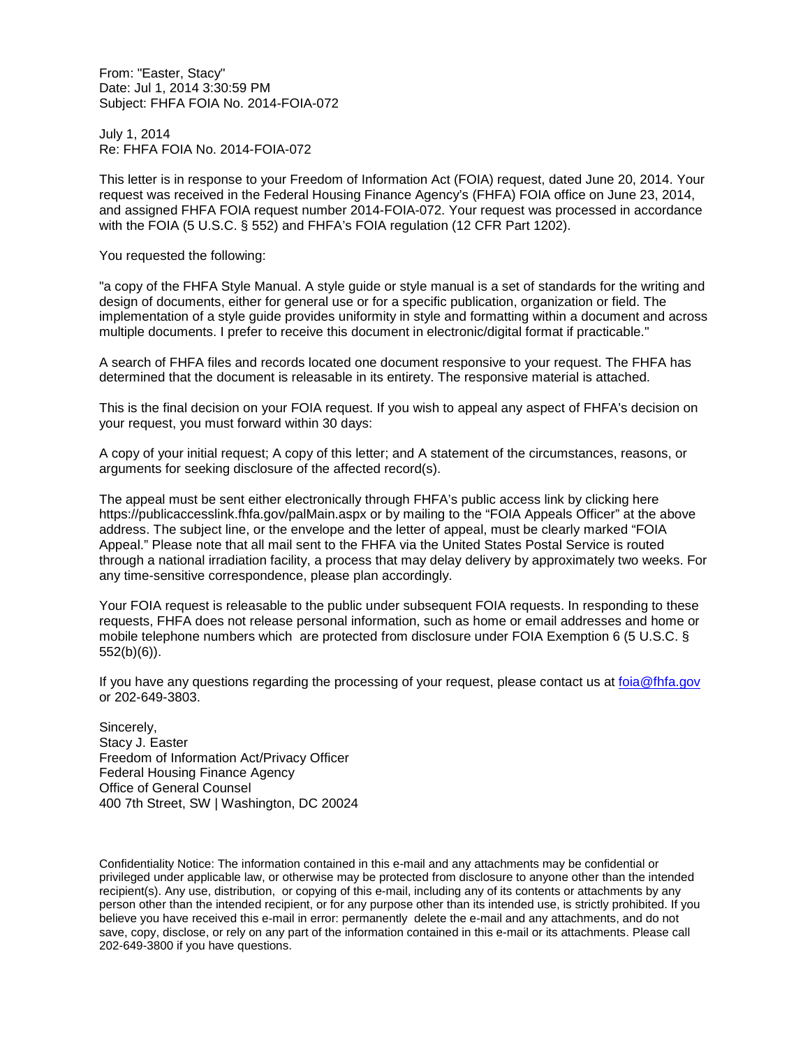From: "Easter, Stacy"
Date: Jul 1, 2014 3:30:59 PM
Subject: FHFA FOIA No. 2014-FOIA-072

July 1, 2014
Re: FHFA FOIA No. 2014-FOIA-072

This letter is in response to your Freedom of Information Act (FOIA) request, dated June 20, 2014. Your request was received in the Federal Housing Finance Agency's (FHFA) FOIA office on June 23, 2014, and assigned FHFA FOIA request number 2014-FOIA-072. Your request was processed in accordance with the FOIA (5 U.S.C. § 552) and FHFA's FOIA regulation (12 CFR Part 1202).

You requested the following:

"a copy of the FHFA Style Manual. A style guide or style manual is a set of standards for the writing and design of documents, either for general use or for a specific publication, organization or field. The implementation of a style guide provides uniformity in style and formatting within a document and across multiple documents. I prefer to receive this document in electronic/digital format if practicable."

A search of FHFA files and records located one document responsive to your request. The FHFA has determined that the document is releasable in its entirety. The responsive material is attached.

This is the final decision on your FOIA request. If you wish to appeal any aspect of FHFA's decision on your request, you must forward within 30 days:

A copy of your initial request; A copy of this letter; and A statement of the circumstances, reasons, or arguments for seeking disclosure of the affected record(s).

The appeal must be sent either electronically through FHFA's public access link by clicking here https://publicaccesslink.fhfa.gov/palMain.aspx or by mailing to the "FOIA Appeals Officer" at the above address. The subject line, or the envelope and the letter of appeal, must be clearly marked "FOIA Appeal." Please note that all mail sent to the FHFA via the United States Postal Service is routed through a national irradiation facility, a process that may delay delivery by approximately two weeks. For any time-sensitive correspondence, please plan accordingly.

Your FOIA request is releasable to the public under subsequent FOIA requests. In responding to these requests, FHFA does not release personal information, such as home or email addresses and home or mobile telephone numbers which are protected from disclosure under FOIA Exemption 6 (5 U.S.C. § 552(b)(6)).

If you have any questions regarding the processing of your request, please contact us at foia@fhfa.gov or 202-649-3803.

Sincerely,
Stacy J. Easter
Freedom of Information Act/Privacy Officer
Federal Housing Finance Agency
Office of General Counsel
400 7th Street, SW | Washington, DC 20024

Confidentiality Notice: The information contained in this e-mail and any attachments may be confidential or privileged under applicable law, or otherwise may be protected from disclosure to anyone other than the intended recipient(s). Any use, distribution, or copying of this e-mail, including any of its contents or attachments by any person other than the intended recipient, or for any purpose other than its intended use, is strictly prohibited. If you believe you have received this e-mail in error: permanently delete the e-mail and any attachments, and do not save, copy, disclose, or rely on any part of the information contained in this e-mail or its attachments. Please call 202-649-3800 if you have questions.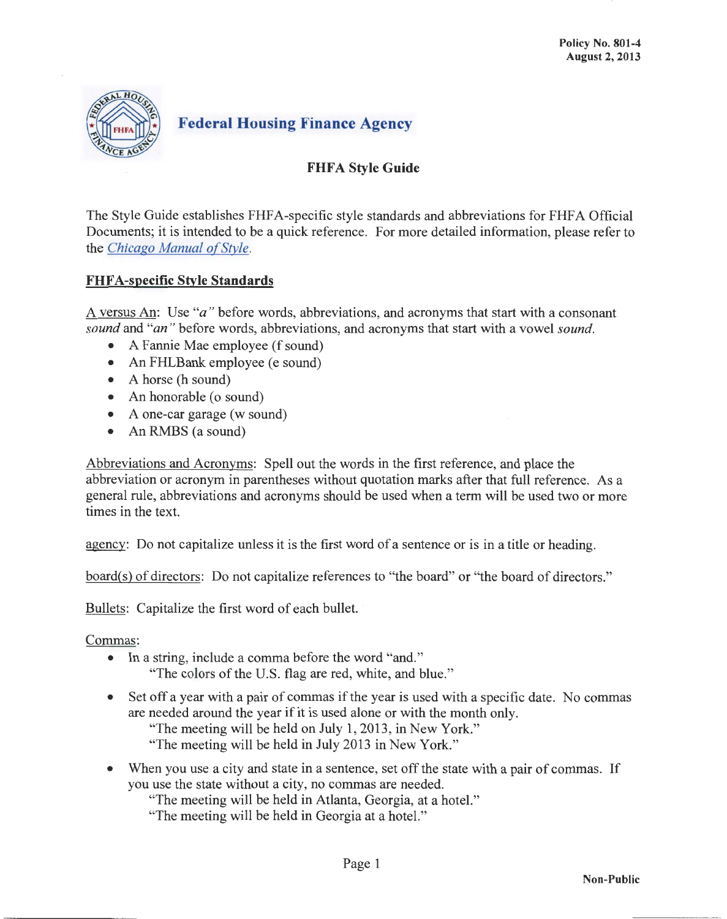Policy No. 801-4
August 2, 2013

**Federal Housing Finance Agency**

**FHFA Style Guide**

The Style Guide establishes FHFA-specific style standards and abbreviations for FHFA Official Documents; it is intended to be a quick reference. For more detailed information, please refer to the [Chicago Manual of Style](#).

## FHFA-specific Style Standards

A versus An: Use *"a"* before words, abbreviations, and acronyms that start with a consonant *sound* and *"an"* before words, abbreviations, and acronyms that start with a vowel *sound*.

- A Fannie Mae employee (f sound)
- An FHLBank employee (e sound)
- A horse (h sound)
- An honorable (o sound)
- A one-car garage (w sound)
- An RMBS (a sound)

Abbreviations and Acronyms: Spell out the words in the first reference, and place the abbreviation or acronym in parentheses without quotation marks after that full reference. As a general rule, abbreviations and acronyms should be used when a term will be used two or more times in the text.

agency: Do not capitalize unless it is the first word of a sentence or is in a title or heading.

board(s) of directors: Do not capitalize references to "the board" or "the board of directors."

Bullets: Capitalize the first word of each bullet.

Commas:

- In a string, include a comma before the word "and."
  "The colors of the U.S. flag are red, white, and blue."
- Set off a year with a pair of commas if the year is used with a specific date. No commas are needed around the year if it is used alone or with the month only.
  "The meeting will be held on July 1, 2013, in New York."
  "The meeting will be held in July 2013 in New York."
- When you use a city and state in a sentence, set off the state with a pair of commas. If you use the state without a city, no commas are needed.
  "The meeting will be held in Atlanta, Georgia, at a hotel."
  "The meeting will be held in Georgia at a hotel."

Non-Public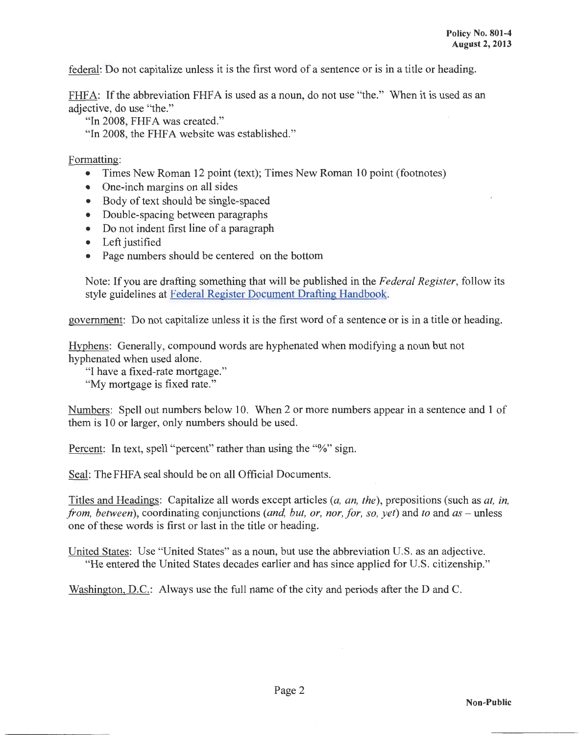federal: Do not capitalize unless it is the first word of a sentence or is in a title or heading.

FHFA: If the abbreviation FHFA is used as a noun, do not use "the." When it is used as an adjective, do use "the."

"In 2008, FHFA was created."

"In 2008, the FHFA website was established."

Formatting:

- Times New Roman 12 point (text); Times New Roman 10 point (footnotes)
- One-inch margins on all sides
- Body of text should be single-spaced
- Double-spacing between paragraphs
- Do not indent first line of a paragraph
- Left justified
- Page numbers should be centered on the bottom

Note: If you are drafting something that will be published in the *Federal Register*, follow its style guidelines at Federal Register Document Drafting Handbook.

government: Do not capitalize unless it is the first word of a sentence or is in a title or heading.

Hyphens: Generally, compound words are hyphenated when modifying a noun but not hyphenated when used alone.

"I have a fixed-rate mortgage."

"My mortgage is fixed rate."

Numbers: Spell out numbers below 10. When 2 or more numbers appear in a sentence and 1 of them is 10 or larger, only numbers should be used.

Percent: In text, spell "percent" rather than using the "%" sign.

Seal: The FHFA seal should be on all Official Documents.

Titles and Headings: Capitalize all words except articles (*a, an, the*), prepositions (such as *at, in, from, between*), coordinating conjunctions (*and, but, or, nor, for, so, yet*) and *to* and *as* – unless one of these words is first or last in the title or heading.

United States: Use "United States" as a noun, but use the abbreviation U.S. as an adjective.

"He entered the United States decades earlier and has since applied for U.S. citizenship."

Washington, D.C.: Always use the full name of the city and periods after the D and C.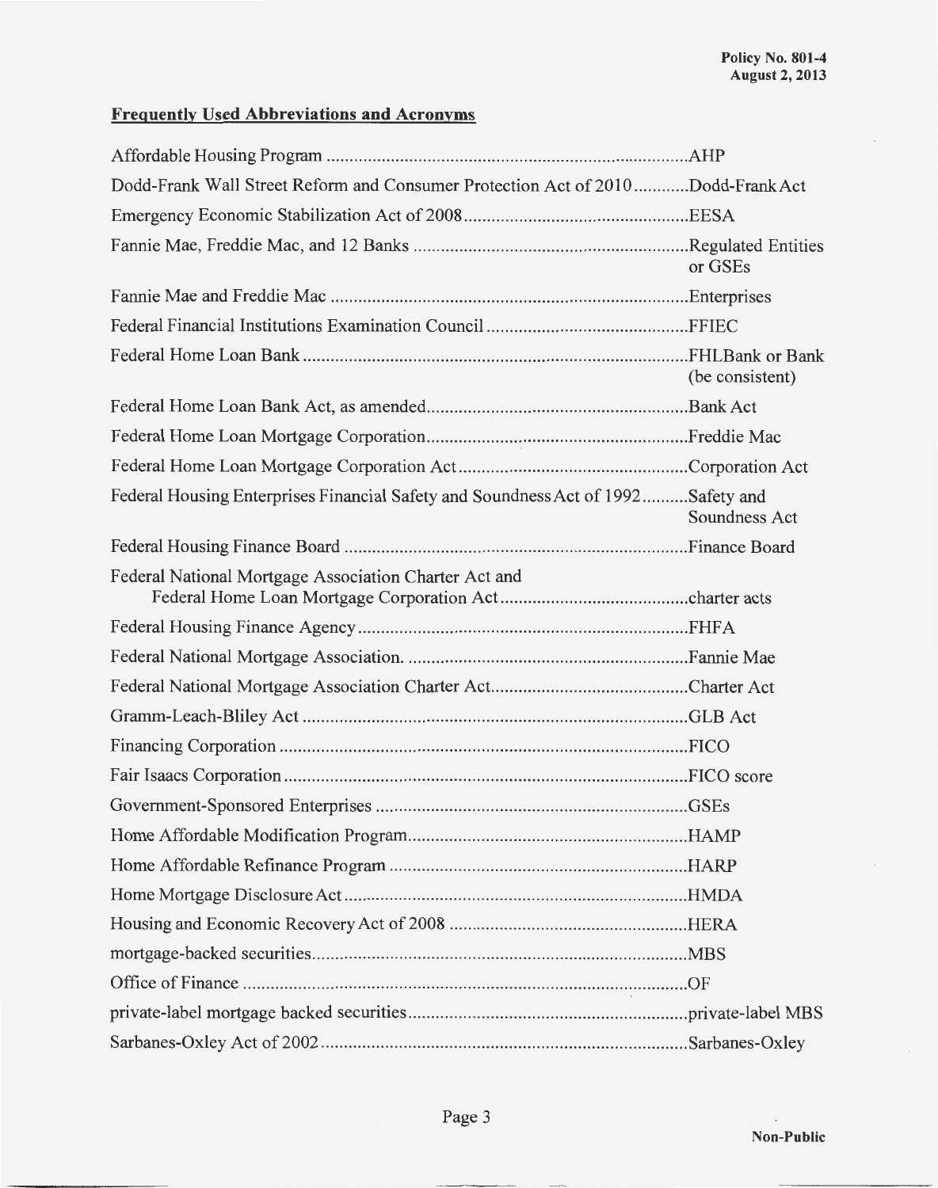**Frequently Used Abbreviations and Acronyms**

| | |
|---|---|
| Affordable Housing Program | AHP |
| Dodd-Frank Wall Street Reform and Consumer Protection Act of 2010 | Dodd-Frank Act |
| Emergency Economic Stabilization Act of 2008 | EESA |
| Fannie Mae, Freddie Mac, and 12 Banks | Regulated Entities or GSEs |
| Fannie Mae and Freddie Mac | Enterprises |
| Federal Financial Institutions Examination Council | FFIEC |
| Federal Home Loan Bank | FHLBank or Bank (be consistent) |
| Federal Home Loan Bank Act, as amended | Bank Act |
| Federal Home Loan Mortgage Corporation | Freddie Mac |
| Federal Home Loan Mortgage Corporation Act | Corporation Act |
| Federal Housing Enterprises Financial Safety and Soundness Act of 1992 | Safety and Soundness Act |
| Federal Housing Finance Board | Finance Board |
| Federal National Mortgage Association Charter Act and Federal Home Loan Mortgage Corporation Act | charter acts |
| Federal Housing Finance Agency | FHFA |
| Federal National Mortgage Association. | Fannie Mae |
| Federal National Mortgage Association Charter Act | Charter Act |
| Gramm-Leach-Bliley Act | GLB Act |
| Financing Corporation | FICO |
| Fair Isaacs Corporation | FICO score |
| Government-Sponsored Enterprises | GSEs |
| Home Affordable Modification Program | HAMP |
| Home Affordable Refinance Program | HARP |
| Home Mortgage Disclosure Act | HMDA |
| Housing and Economic Recovery Act of 2008 | HERA |
| mortgage-backed securities | MBS |
| Office of Finance | OF |
| private-label mortgage backed securities | private-label MBS |
| Sarbanes-Oxley Act of 2002 | Sarbanes-Oxley |